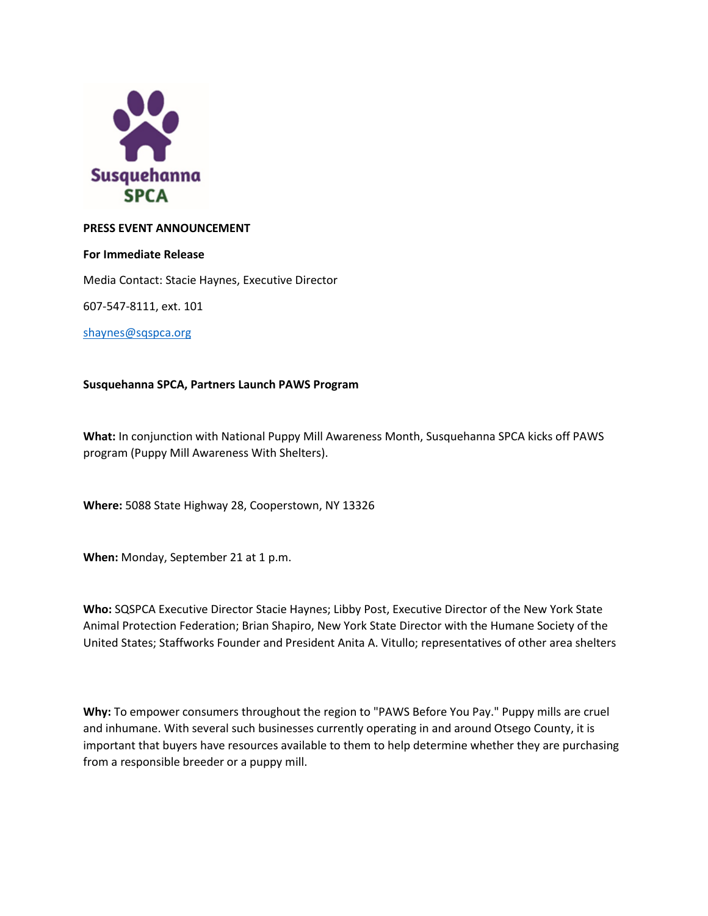Susquehanna SPCA

**PRESS EVENT ANNOUNCEMENT**

**For Immediate Release**

Media Contact: Stacie Haynes, Executive Director

607-547-8111, ext. 101

shaynes@sqspca.org

**Susquehanna SPCA, Partners Launch PAWS Program**

**What:** In conjunction with National Puppy Mill Awareness Month, Susquehanna SPCA kicks off PAWS program (Puppy Mill Awareness With Shelters).

**Where:** 5088 State Highway 28, Cooperstown, NY 13326

**When:** Monday, September 21 at 1 p.m.

**Who:** SQSPCA Executive Director Stacie Haynes; Libby Post, Executive Director of the New York State Animal Protection Federation; Brian Shapiro, New York State Director with the Humane Society of the United States; Staffworks Founder and President Anita A. Vitullo; representatives of other area shelters

**Why:** To empower consumers throughout the region to "PAWS Before You Pay." Puppy mills are cruel and inhumane. With several such businesses currently operating in and around Otsego County, it is important that buyers have resources available to them to help determine whether they are purchasing from a responsible breeder or a puppy mill.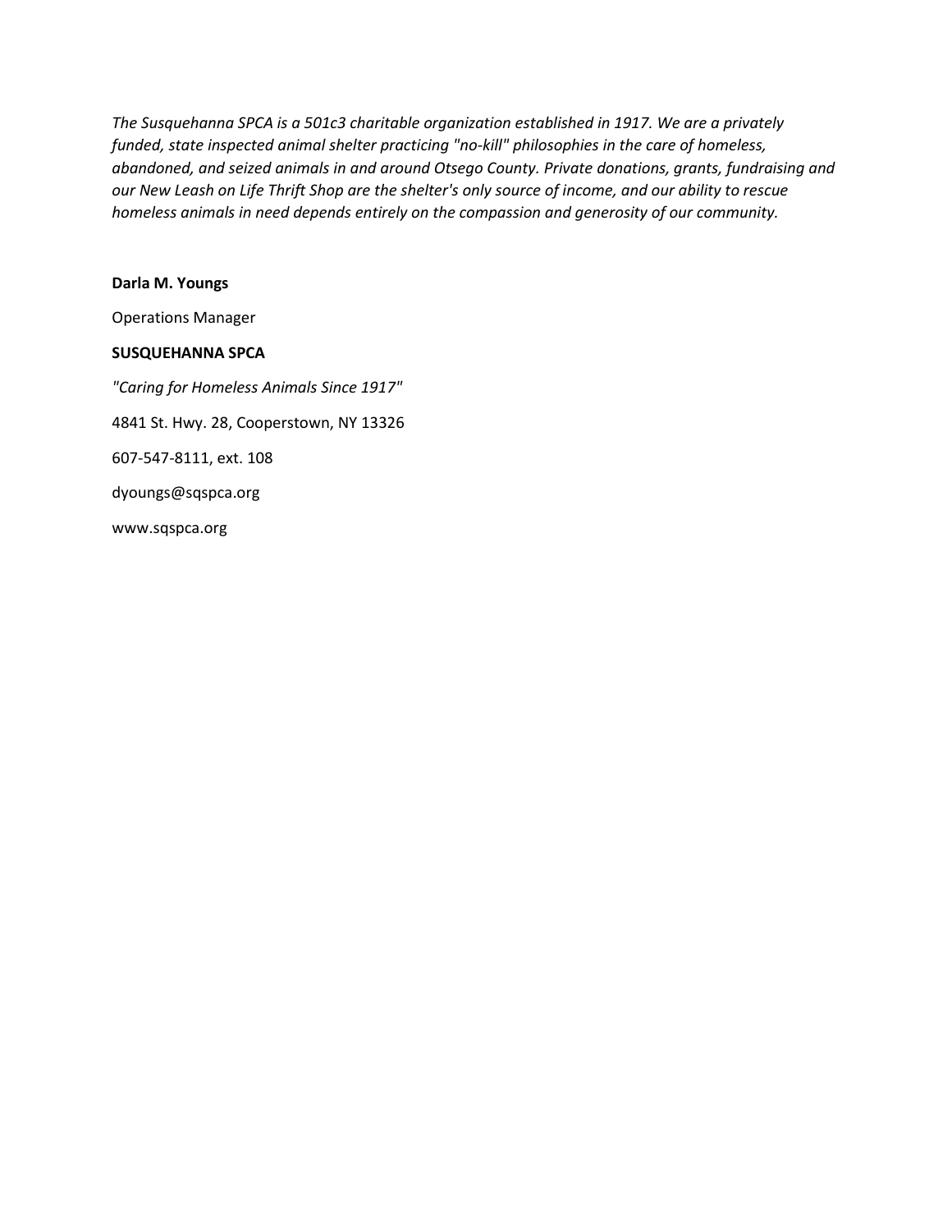*The Susquehanna SPCA is a 501c3 charitable organization established in 1917. We are a privately funded, state inspected animal shelter practicing "no-kill" philosophies in the care of homeless, abandoned, and seized animals in and around Otsego County. Private donations, grants, fundraising and our New Leash on Life Thrift Shop are the shelter's only source of income, and our ability to rescue homeless animals in need depends entirely on the compassion and generosity of our community.*

**Darla M. Youngs**

Operations Manager

**SUSQUEHANNA SPCA**

*"Caring for Homeless Animals Since 1917"*

4841 St. Hwy. 28, Cooperstown, NY 13326

607-547-8111, ext. 108

dyoungs@sqspca.org

www.sqspca.org